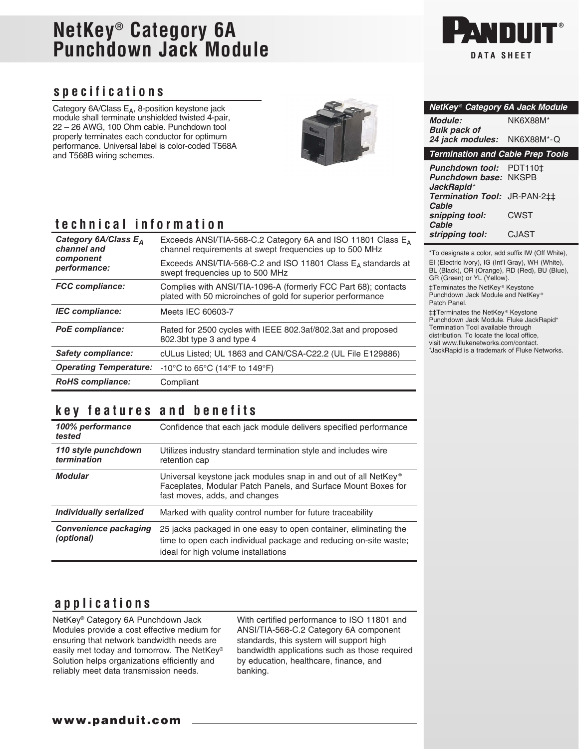# NetKey® Category 6A Punchdown Jack Module

PANDUIT®

DATA SHEET

## specifications

Category 6A/Class $E_A$, 8-position keystone jack module shall terminate unshielded twisted 4-pair, 22 – 26 AWG, 100 Ohm cable. Punchdown tool properly terminates each conductor for optimum performance. Universal label is color-coded T568A and T568B wiring schemes.

## technical information

| | |
|---|---|
| ***Category 6A/Class $E_A$ channel and component performance:*** | Exceeds ANSI/TIA-568-C.2 Category 6A and ISO 11801 Class $E_A$ channel requirements at swept frequencies up to 500 MHz<br>Exceeds ANSI/TIA-568-C.2 and ISO 11801 Class $E_A$ standards at swept frequencies up to 500 MHz |
| ***FCC compliance:*** | Complies with ANSI/TIA-1096-A (formerly FCC Part 68); contacts plated with 50 microinches of gold for superior performance |
| ***IEC compliance:*** | Meets IEC 60603-7 |
| ***PoE compliance:*** | Rated for 2500 cycles with IEEE 802.3af/802.3at and proposed 802.3bt type 3 and type 4 |
| ***Safety compliance:*** | cULus Listed; UL 1863 and CAN/CSA-C22.2 (UL File E129886) |
| ***Operating Temperature:*** | -10°C to 65°C (14°F to 149°F) |
| ***RoHS compliance:*** | Compliant |

## key features and benefits

| | |
|---|---|
| ***100% performance tested*** | Confidence that each jack module delivers specified performance |
| ***110 style punchdown termination*** | Utilizes industry standard termination style and includes wire retention cap |
| ***Modular*** | Universal keystone jack modules snap in and out of all NetKey® Faceplates, Modular Patch Panels, and Surface Mount Boxes for fast moves, adds, and changes |
| ***Individually serialized*** | Marked with quality control number for future traceability |
| ***Convenience packaging (optional)*** | 25 jacks packaged in one easy to open container, eliminating the time to open each individual package and reducing on-site waste; ideal for high volume installations |

## applications

NetKey® Category 6A Punchdown Jack Modules provide a cost effective medium for ensuring that network bandwidth needs are easily met today and tomorrow. The NetKey® Solution helps organizations efficiently and reliably meet data transmission needs.

With certified performance to ISO 11801 and ANSI/TIA-568-C.2 Category 6A component standards, this system will support high bandwidth applications such as those required by education, healthcare, finance, and banking.

| ***NetKey® Category 6A Jack Module*** | |
|---|---|
| ***Module:*** | NK6X88M* |
| ***Bulk pack of 24 jack modules:*** | NK6X88M*-Q |
| ***Termination and Cable Prep Tools*** | |
| ***Punchdown tool:*** | PDT110‡ |
| ***Punchdown base:*** | NKSPB |
| ***JackRapid+ Termination Tool:*** | JR-PAN-2‡‡ |
| ***Cable snipping tool:*** | CWST |
| ***Cable stripping tool:*** | CJAST |

*To designate a color, add suffix IW (Off White), EI (Electric Ivory), IG (Int'l Gray), WH (White), BL (Black), OR (Orange), RD (Red), BU (Blue), GR (Green) or YL (Yellow).

‡Terminates the NetKey® Keystone Punchdown Jack Module and NetKey® Patch Panel.

‡‡Terminates the NetKey® Keystone Punchdown Jack Module. Fluke JackRapid+ Termination Tool available through distribution. To locate the local office, visit www.flukenetworks.com/contact.

+JackRapid is a trademark of Fluke Networks.

**www.panduit.com**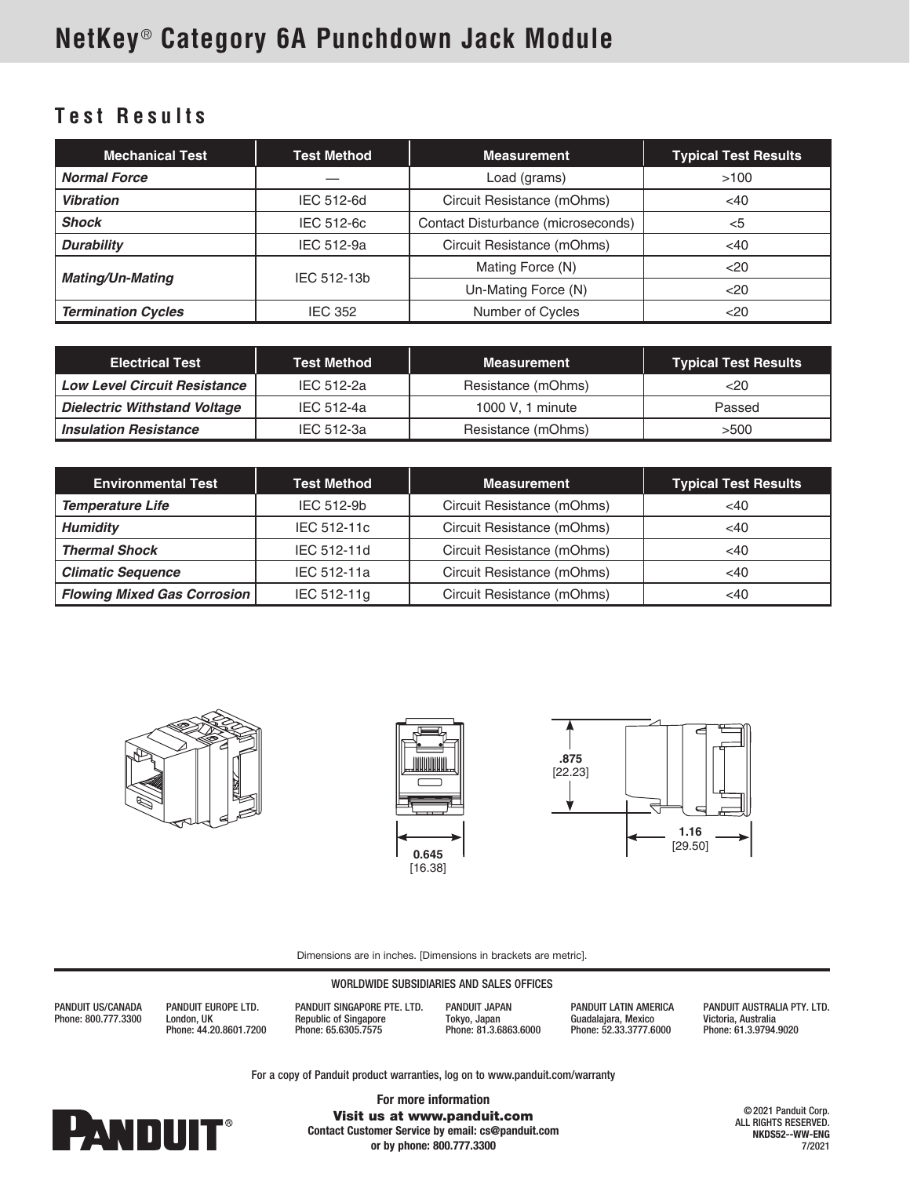# NetKey® Category 6A Punchdown Jack Module

## Test Results

| Mechanical Test | Test Method | Measurement | Typical Test Results |
|---|---|---|---|
| ***Normal Force*** | — | Load (grams) | >100 |
| ***Vibration*** | IEC 512-6d | Circuit Resistance (mOhms) | <40 |
| ***Shock*** | IEC 512-6c | Contact Disturbance (microseconds) | <5 |
| ***Durability*** | IEC 512-9a | Circuit Resistance (mOhms) | <40 |
| ***Mating/Un-Mating*** | IEC 512-13b | Mating Force (N) | <20 |
| | | Un-Mating Force (N) | <20 |
| ***Termination Cycles*** | IEC 352 | Number of Cycles | <20 |

| Electrical Test | Test Method | Measurement | Typical Test Results |
|---|---|---|---|
| ***Low Level Circuit Resistance*** | IEC 512-2a | Resistance (mOhms) | <20 |
| ***Dielectric Withstand Voltage*** | IEC 512-4a | 1000 V, 1 minute | Passed |
| ***Insulation Resistance*** | IEC 512-3a | Resistance (mOhms) | >500 |

| Environmental Test | Test Method | Measurement | Typical Test Results |
|---|---|---|---|
| ***Temperature Life*** | IEC 512-9b | Circuit Resistance (mOhms) | <40 |
| ***Humidity*** | IEC 512-11c | Circuit Resistance (mOhms) | <40 |
| ***Thermal Shock*** | IEC 512-11d | Circuit Resistance (mOhms) | <40 |
| ***Climatic Sequence*** | IEC 512-11a | Circuit Resistance (mOhms) | <40 |
| ***Flowing Mixed Gas Corrosion*** | IEC 512-11g | Circuit Resistance (mOhms) | <40 |

0.645
[16.38]

.875
[22.23]

1.16
[29.50]

Dimensions are in inches. [Dimensions in brackets are metric].

WORLDWIDE SUBSIDIARIES AND SALES OFFICES

PANDUIT US/CANADA
Phone: 800.777.3300

PANDUIT EUROPE LTD.
London, UK
Phone: 44.20.8601.7200

PANDUIT SINGAPORE PTE. LTD.
Republic of Singapore
Phone: 65.6305.7575

PANDUIT JAPAN
Tokyo, Japan
Phone: 81.3.6863.6000

PANDUIT LATIN AMERICA
Guadalajara, Mexico
Phone: 52.33.3777.6000

PANDUIT AUSTRALIA PTY. LTD.
Victoria, Australia
Phone: 61.3.9794.9020

For a copy of Panduit product warranties, log on to www.panduit.com/warranty

**For more information**
**Visit us at www.panduit.com**
**Contact Customer Service by email: cs@panduit.com**
**or by phone: 800.777.3300**

PANDUIT®

©2021 Panduit Corp.
ALL RIGHTS RESERVED.
NKDS52--WW-ENG
7/2021